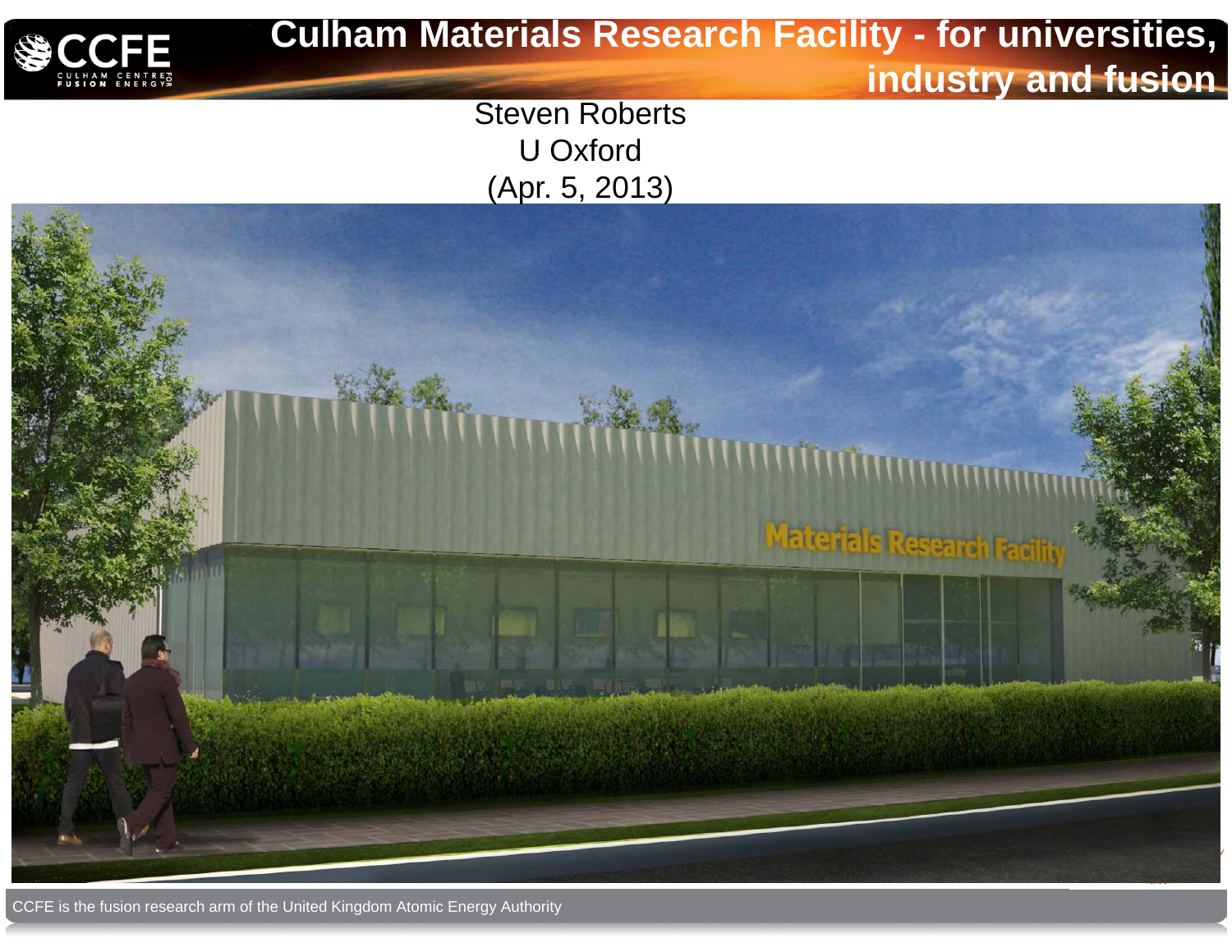# Culham Materials Research Facility - for universities, industry and fusion

Steven Roberts
U Oxford
(Apr. 5, 2013)

CCFE is the fusion research arm of the United Kingdom Atomic Energy Authority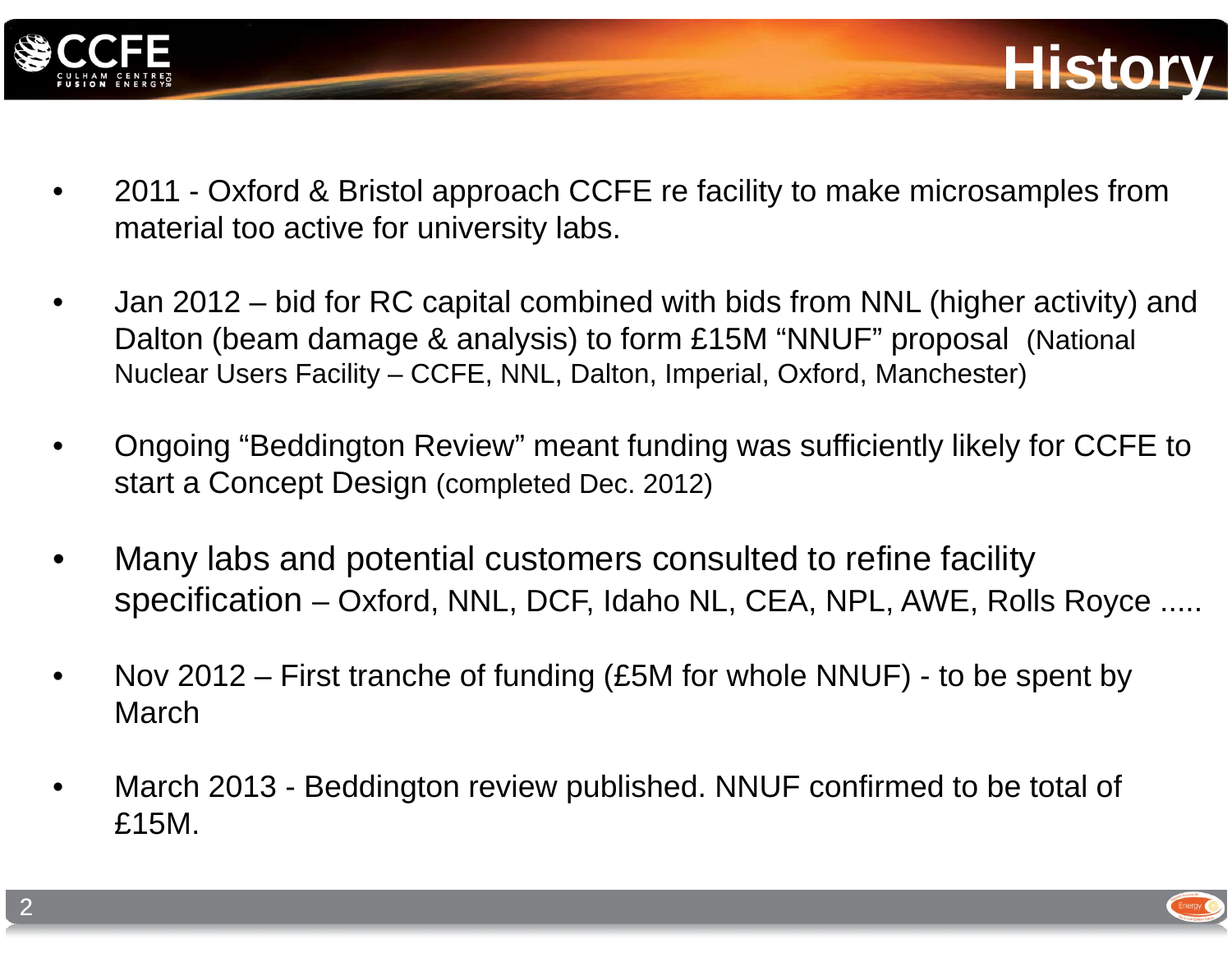# History

- 2011 - Oxford & Bristol approach CCFE re facility to make microsamples from material too active for university labs.

- Jan 2012 – bid for RC capital combined with bids from NNL (higher activity) and Dalton (beam damage & analysis) to form £15M "NNUF" proposal (National Nuclear Users Facility – CCFE, NNL, Dalton, Imperial, Oxford, Manchester)

- Ongoing "Beddington Review" meant funding was sufficiently likely for CCFE to start a Concept Design (completed Dec. 2012)

- Many labs and potential customers consulted to refine facility specification – Oxford, NNL, DCF, Idaho NL, CEA, NPL, AWE, Rolls Royce .....

- Nov 2012 – First tranche of funding (£5M for whole NNUF) - to be spent by March

- March 2013 - Beddington review published. NNUF confirmed to be total of £15M.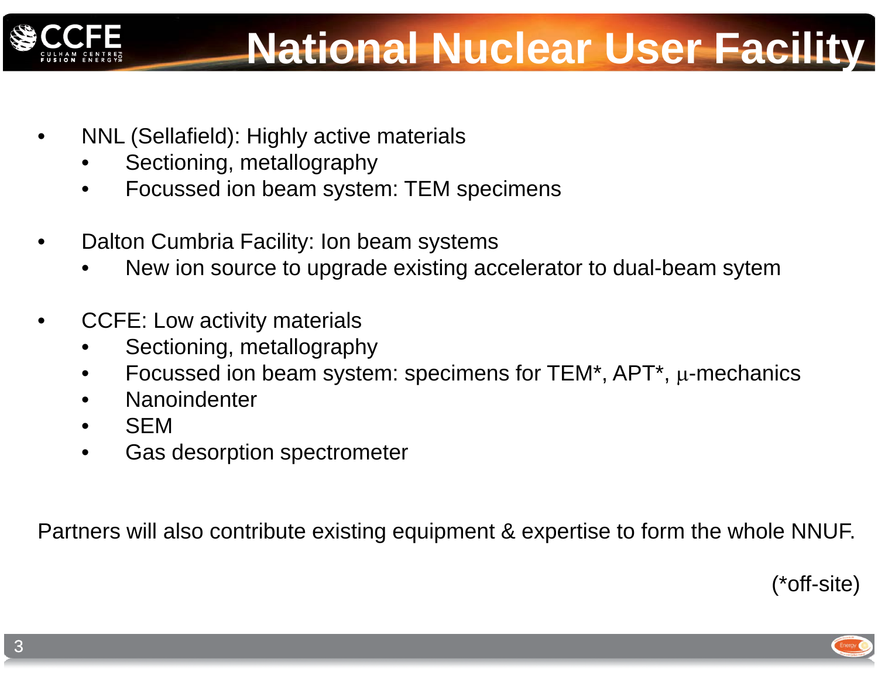# National Nuclear User Facility

- NNL (Sellafield): Highly active materials
  - Sectioning, metallography
  - Focussed ion beam system: TEM specimens

- Dalton Cumbria Facility: Ion beam systems
  - New ion source to upgrade existing accelerator to dual-beam sytem

- CCFE: Low activity materials
  - Sectioning, metallography
  - Focussed ion beam system: specimens for TEM*, APT*, μ-mechanics
  - Nanoindenter
  - SEM
  - Gas desorption spectrometer

Partners will also contribute existing equipment & expertise to form the whole NNUF.

(*off-site)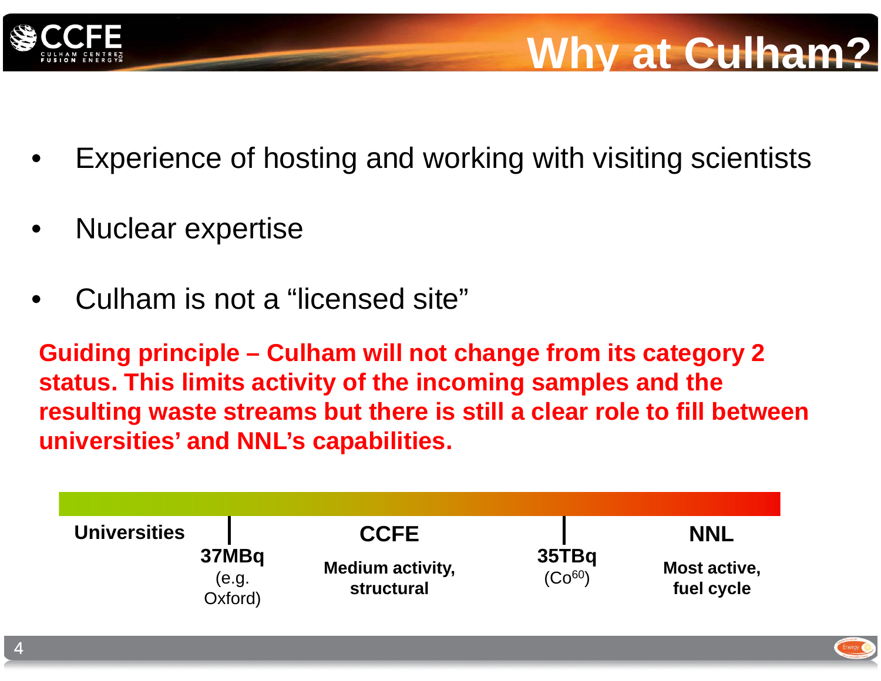# Why at Culham?

- Experience of hosting and working with visiting scientists
- Nuclear expertise
- Culham is not a “licensed site”

**Guiding principle – Culham will not change from its category 2 status. This limits activity of the incoming samples and the resulting waste streams but there is still a clear role to fill between universities’ and NNL’s capabilities.**

| Universities | | CCFE | | NNL |
| --- | --- | --- | --- | --- |
| | **37MBq** (e.g. Oxford) | **Medium activity, structural** | **35TBq** ($Co^{60}$) | **Most active, fuel cycle** |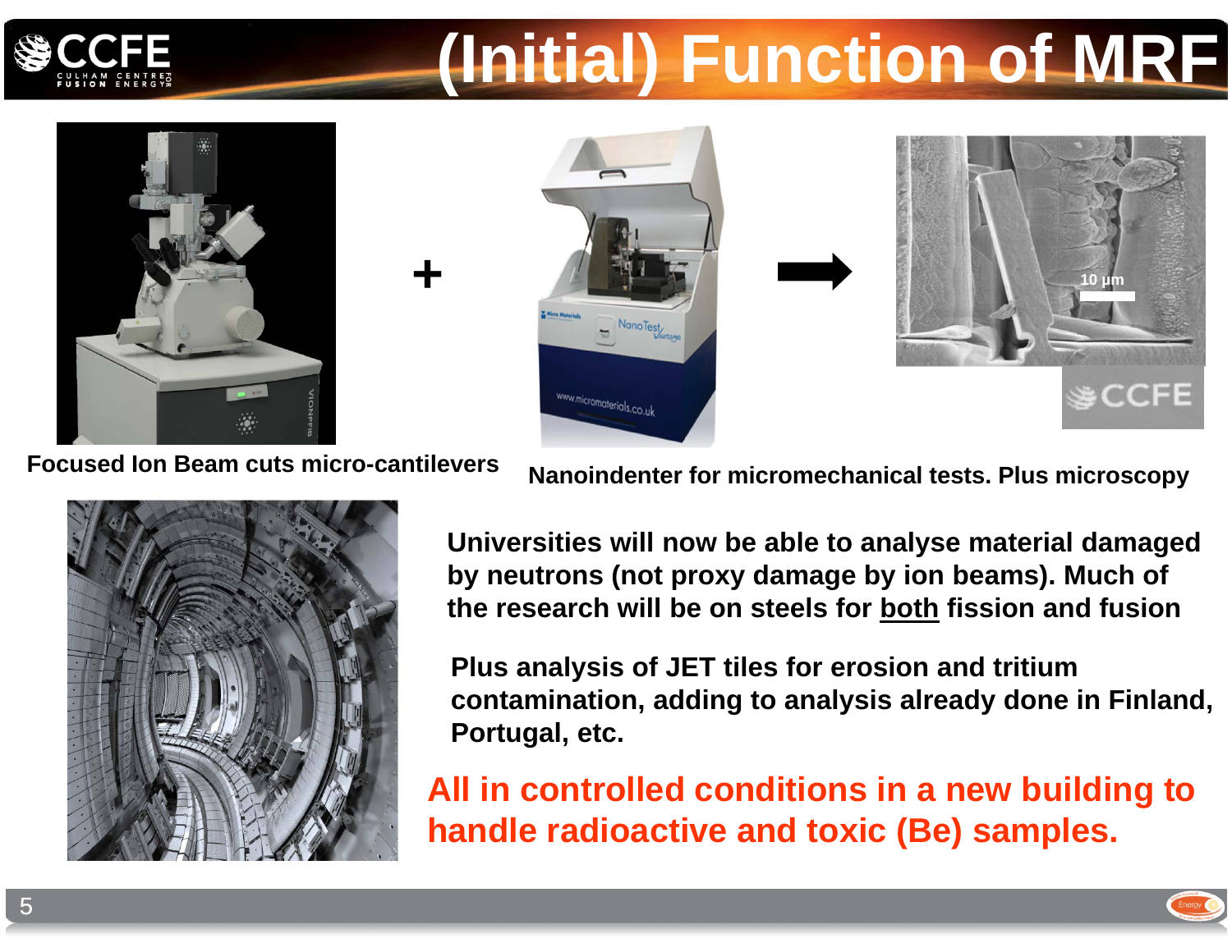# (Initial) Function of MRF

Focused Ion Beam cuts micro-cantilevers

Nanoindenter for micromechanical tests. Plus microscopy

**Universities will now be able to analyse material damaged by neutrons (not proxy damage by ion beams). Much of the research will be on steels for <u>both</u> fission and fusion**

**Plus analysis of JET tiles for erosion and tritium contamination, adding to analysis already done in Finland, Portugal, etc.**

**All in controlled conditions in a new building to handle radioactive and toxic (Be) samples.**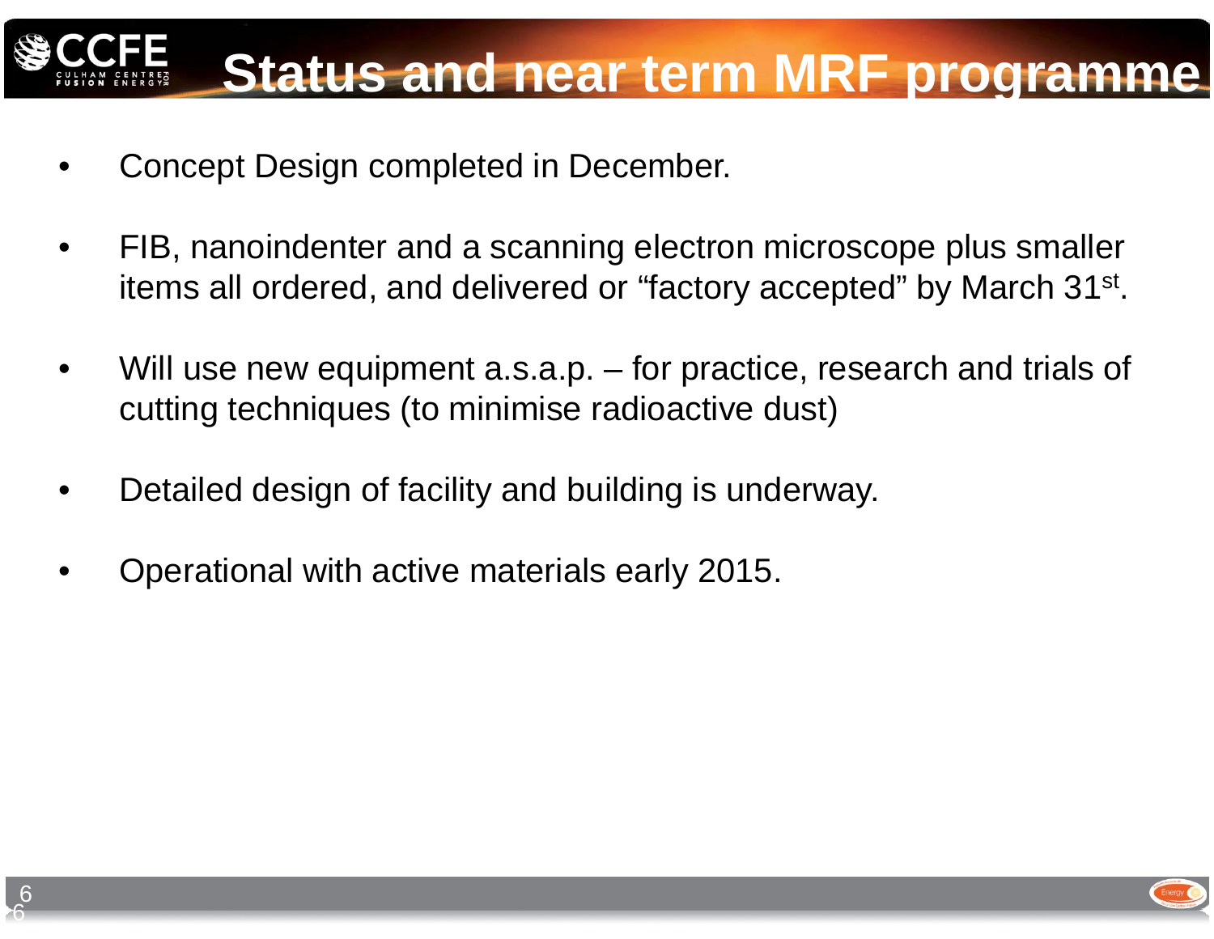# Status and near term MRF programme

- Concept Design completed in December.
- FIB, nanoindenter and a scanning electron microscope plus smaller items all ordered, and delivered or "factory accepted" by March 31st.
- Will use new equipment a.s.a.p. – for practice, research and trials of cutting techniques (to minimise radioactive dust)
- Detailed design of facility and building is underway.
- Operational with active materials early 2015.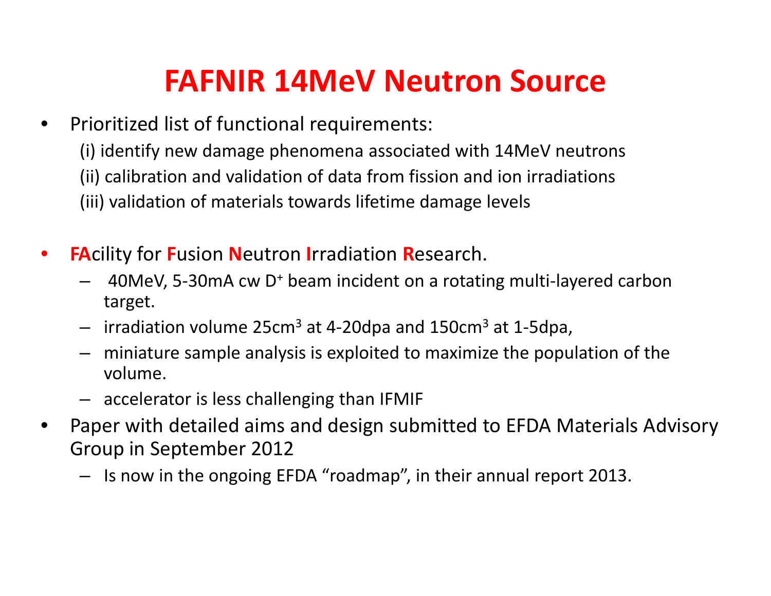# FAFNIR 14MeV Neutron Source

- Prioritized list of functional requirements:
  - (i) identify new damage phenomena associated with 14MeV neutrons
  - (ii) calibration and validation of data from fission and ion irradiations
  - (iii) validation of materials towards lifetime damage levels

- **FA**cility for **F**usion **N**eutron **I**rradiation **R**esearch.
  - 40MeV, 5-30mA cw $D^+$ beam incident on a rotating multi-layered carbon target.
  - irradiation volume 25cm$^3$ at 4-20dpa and 150cm$^3$ at 1-5dpa,
  - miniature sample analysis is exploited to maximize the population of the volume.
  - accelerator is less challenging than IFMIF
- Paper with detailed aims and design submitted to EFDA Materials Advisory Group in September 2012
  - Is now in the ongoing EFDA "roadmap", in their annual report 2013.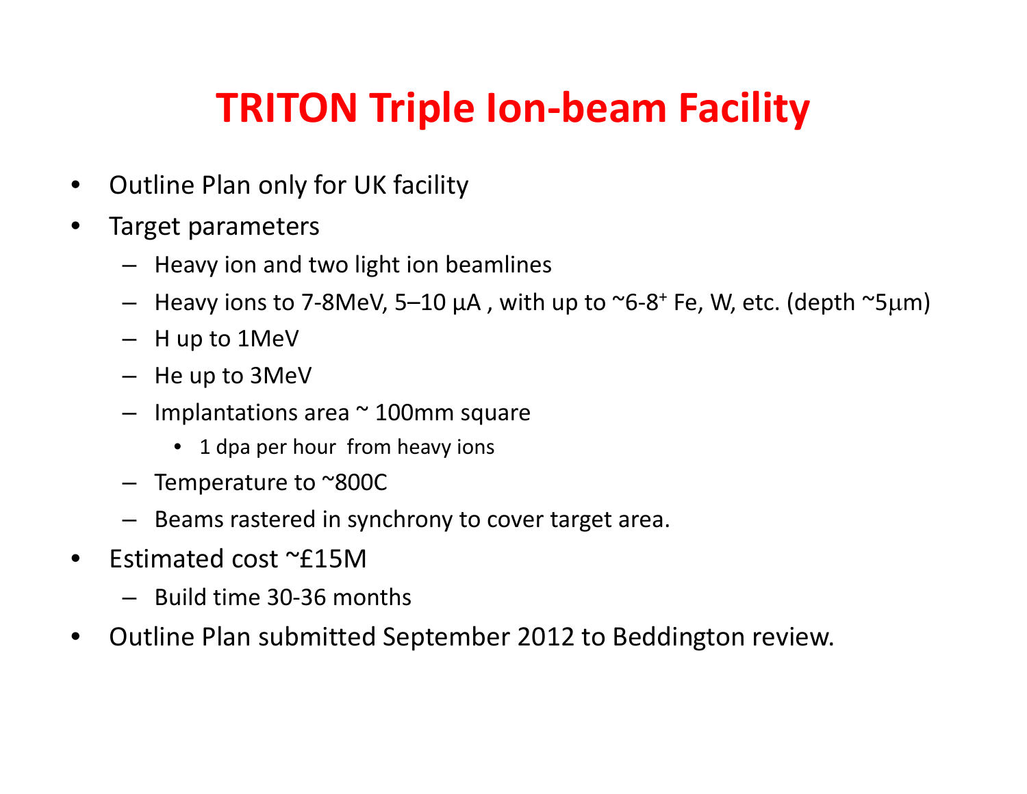# TRITON Triple Ion-beam Facility

- Outline Plan only for UK facility
- Target parameters
  - Heavy ion and two light ion beamlines
  - Heavy ions to 7-8MeV, 5–10 μA , with up to ~6-8$^{+}$ Fe, W, etc. (depth ~5μm)
  - H up to 1MeV
  - He up to 3MeV
  - Implantations area ~ 100mm square
    - 1 dpa per hour from heavy ions
  - Temperature to ~800C
  - Beams rastered in synchrony to cover target area.
- Estimated cost ~£15M
  - Build time 30-36 months
- Outline Plan submitted September 2012 to Beddington review.